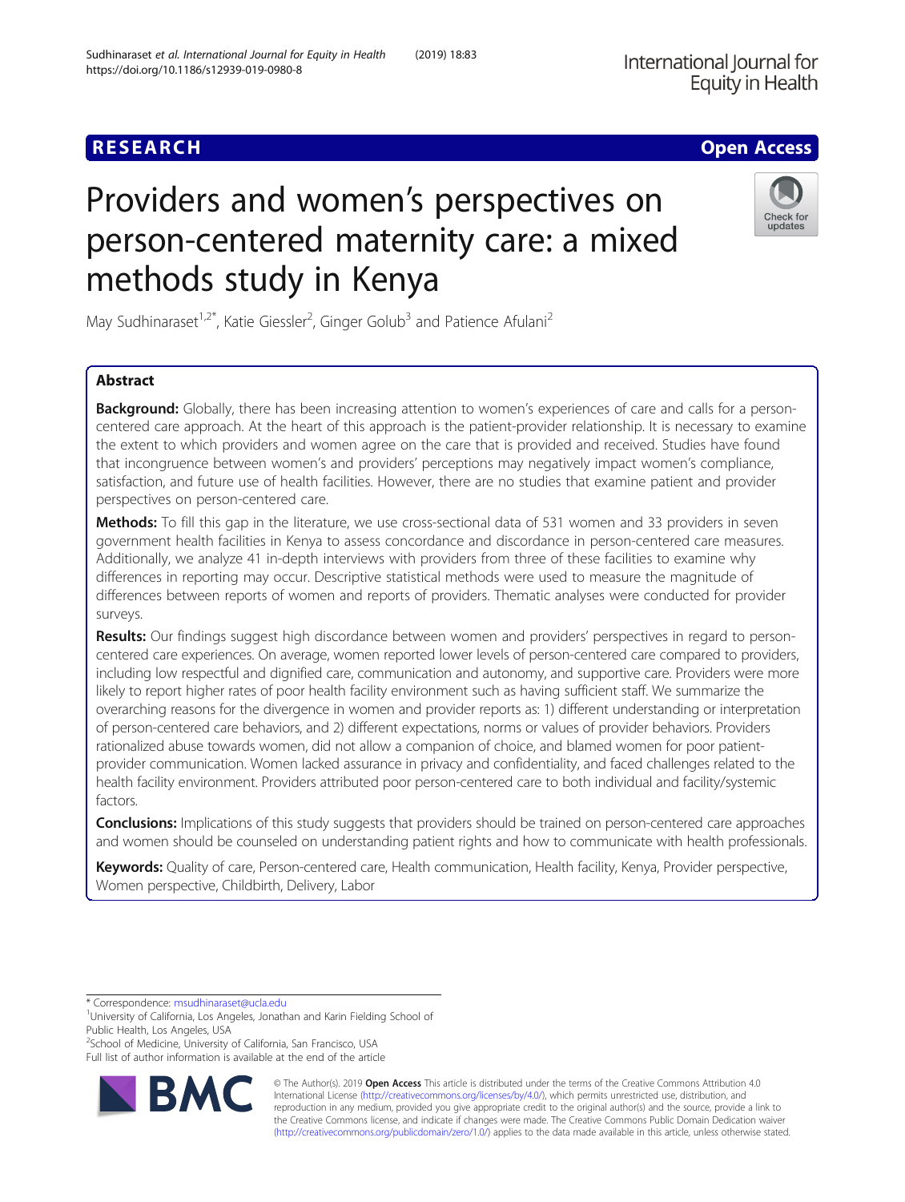RESEARCH

Open Access

# Providers and women's perspectives on person-centered maternity care: a mixed methods study in Kenya

May Sudhinaraset[1,2*], Katie Giessler[2], Ginger Golub[3] and Patience Afulani[2]

## Abstract

**Background:** Globally, there has been increasing attention to women's experiences of care and calls for a person-centered care approach. At the heart of this approach is the patient-provider relationship. It is necessary to examine the extent to which providers and women agree on the care that is provided and received. Studies have found that incongruence between women's and providers' perceptions may negatively impact women's compliance, satisfaction, and future use of health facilities. However, there are no studies that examine patient and provider perspectives on person-centered care.

**Methods:** To fill this gap in the literature, we use cross-sectional data of 531 women and 33 providers in seven government health facilities in Kenya to assess concordance and discordance in person-centered care measures. Additionally, we analyze 41 in-depth interviews with providers from three of these facilities to examine why differences in reporting may occur. Descriptive statistical methods were used to measure the magnitude of differences between reports of women and reports of providers. Thematic analyses were conducted for provider surveys.

**Results:** Our findings suggest high discordance between women and providers' perspectives in regard to person-centered care experiences. On average, women reported lower levels of person-centered care compared to providers, including low respectful and dignified care, communication and autonomy, and supportive care. Providers were more likely to report higher rates of poor health facility environment such as having sufficient staff. We summarize the overarching reasons for the divergence in women and provider reports as: 1) different understanding or interpretation of person-centered care behaviors, and 2) different expectations, norms or values of provider behaviors. Providers rationalized abuse towards women, did not allow a companion of choice, and blamed women for poor patient-provider communication. Women lacked assurance in privacy and confidentiality, and faced challenges related to the health facility environment. Providers attributed poor person-centered care to both individual and facility/systemic factors.

**Conclusions:** Implications of this study suggests that providers should be trained on person-centered care approaches and women should be counseled on understanding patient rights and how to communicate with health professionals.

**Keywords:** Quality of care, Person-centered care, Health communication, Health facility, Kenya, Provider perspective, Women perspective, Childbirth, Delivery, Labor

---

\* Correspondence: msudhinaraset@ucla.edu
[1]University of California, Los Angeles, Jonathan and Karin Fielding School of Public Health, Los Angeles, USA
[2]School of Medicine, University of California, San Francisco, USA
Full list of author information is available at the end of the article

© The Author(s). 2019 **Open Access** This article is distributed under the terms of the Creative Commons Attribution 4.0 International License (http://creativecommons.org/licenses/by/4.0/), which permits unrestricted use, distribution, and reproduction in any medium, provided you give appropriate credit to the original author(s) and the source, provide a link to the Creative Commons license, and indicate if changes were made. The Creative Commons Public Domain Dedication waiver (http://creativecommons.org/publicdomain/zero/1.0/) applies to the data made available in this article, unless otherwise stated.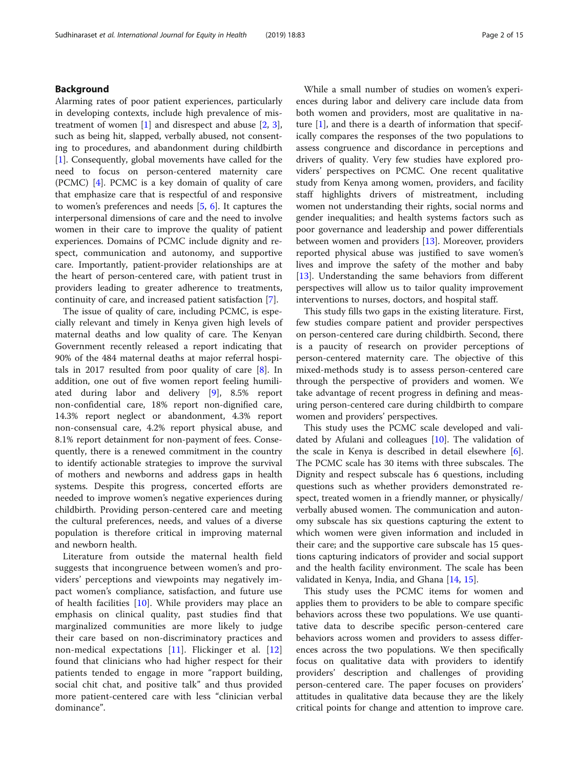## Background

Alarming rates of poor patient experiences, particularly in developing contexts, include high prevalence of mistreatment of women [1] and disrespect and abuse [2, 3], such as being hit, slapped, verbally abused, not consenting to procedures, and abandonment during childbirth [1]. Consequently, global movements have called for the need to focus on person-centered maternity care (PCMC) [4]. PCMC is a key domain of quality of care that emphasize care that is respectful of and responsive to women's preferences and needs [5, 6]. It captures the interpersonal dimensions of care and the need to involve women in their care to improve the quality of patient experiences. Domains of PCMC include dignity and respect, communication and autonomy, and supportive care. Importantly, patient-provider relationships are at the heart of person-centered care, with patient trust in providers leading to greater adherence to treatments, continuity of care, and increased patient satisfaction [7].

The issue of quality of care, including PCMC, is especially relevant and timely in Kenya given high levels of maternal deaths and low quality of care. The Kenyan Government recently released a report indicating that 90% of the 484 maternal deaths at major referral hospitals in 2017 resulted from poor quality of care [8]. In addition, one out of five women report feeling humiliated during labor and delivery [9], 8.5% report non-confidential care, 18% report non-dignified care, 14.3% report neglect or abandonment, 4.3% report non-consensual care, 4.2% report physical abuse, and 8.1% report detainment for non-payment of fees. Consequently, there is a renewed commitment in the country to identify actionable strategies to improve the survival of mothers and newborns and address gaps in health systems. Despite this progress, concerted efforts are needed to improve women's negative experiences during childbirth. Providing person-centered care and meeting the cultural preferences, needs, and values of a diverse population is therefore critical in improving maternal and newborn health.

Literature from outside the maternal health field suggests that incongruence between women's and providers' perceptions and viewpoints may negatively impact women's compliance, satisfaction, and future use of health facilities [10]. While providers may place an emphasis on clinical quality, past studies find that marginalized communities are more likely to judge their care based on non-discriminatory practices and non-medical expectations [11]. Flickinger et al. [12] found that clinicians who had higher respect for their patients tended to engage in more "rapport building, social chit chat, and positive talk" and thus provided more patient-centered care with less "clinician verbal dominance".

While a small number of studies on women's experiences during labor and delivery care include data from both women and providers, most are qualitative in nature [1], and there is a dearth of information that specifically compares the responses of the two populations to assess congruence and discordance in perceptions and drivers of quality. Very few studies have explored providers' perspectives on PCMC. One recent qualitative study from Kenya among women, providers, and facility staff highlights drivers of mistreatment, including women not understanding their rights, social norms and gender inequalities; and health systems factors such as poor governance and leadership and power differentials between women and providers [13]. Moreover, providers reported physical abuse was justified to save women's lives and improve the safety of the mother and baby [13]. Understanding the same behaviors from different perspectives will allow us to tailor quality improvement interventions to nurses, doctors, and hospital staff.

This study fills two gaps in the existing literature. First, few studies compare patient and provider perspectives on person-centered care during childbirth. Second, there is a paucity of research on provider perceptions of person-centered maternity care. The objective of this mixed-methods study is to assess person-centered care through the perspective of providers and women. We take advantage of recent progress in defining and measuring person-centered care during childbirth to compare women and providers' perspectives.

This study uses the PCMC scale developed and validated by Afulani and colleagues [10]. The validation of the scale in Kenya is described in detail elsewhere [6]. The PCMC scale has 30 items with three subscales. The Dignity and respect subscale has 6 questions, including questions such as whether providers demonstrated respect, treated women in a friendly manner, or physically/verbally abused women. The communication and autonomy subscale has six questions capturing the extent to which women were given information and included in their care; and the supportive care subscale has 15 questions capturing indicators of provider and social support and the health facility environment. The scale has been validated in Kenya, India, and Ghana [14, 15].

This study uses the PCMC items for women and applies them to providers to be able to compare specific behaviors across these two populations. We use quantitative data to describe specific person-centered care behaviors across women and providers to assess differences across the two populations. We then specifically focus on qualitative data with providers to identify providers' description and challenges of providing person-centered care. The paper focuses on providers' attitudes in qualitative data because they are the likely critical points for change and attention to improve care.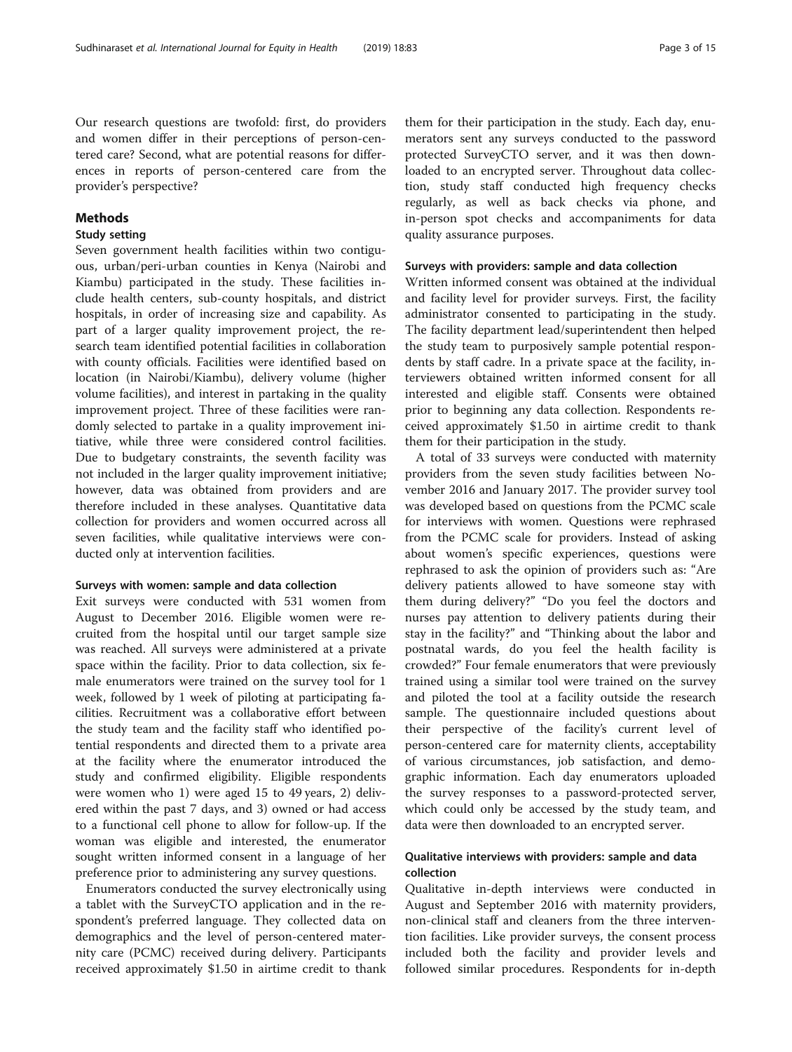Our research questions are twofold: first, do providers and women differ in their perceptions of person-centered care? Second, what are potential reasons for differences in reports of person-centered care from the provider's perspective?

## Methods

### Study setting

Seven government health facilities within two contiguous, urban/peri-urban counties in Kenya (Nairobi and Kiambu) participated in the study. These facilities include health centers, sub-county hospitals, and district hospitals, in order of increasing size and capability. As part of a larger quality improvement project, the research team identified potential facilities in collaboration with county officials. Facilities were identified based on location (in Nairobi/Kiambu), delivery volume (higher volume facilities), and interest in partaking in the quality improvement project. Three of these facilities were randomly selected to partake in a quality improvement initiative, while three were considered control facilities. Due to budgetary constraints, the seventh facility was not included in the larger quality improvement initiative; however, data was obtained from providers and are therefore included in these analyses. Quantitative data collection for providers and women occurred across all seven facilities, while qualitative interviews were conducted only at intervention facilities.

#### Surveys with women: sample and data collection

Exit surveys were conducted with 531 women from August to December 2016. Eligible women were recruited from the hospital until our target sample size was reached. All surveys were administered at a private space within the facility. Prior to data collection, six female enumerators were trained on the survey tool for 1 week, followed by 1 week of piloting at participating facilities. Recruitment was a collaborative effort between the study team and the facility staff who identified potential respondents and directed them to a private area at the facility where the enumerator introduced the study and confirmed eligibility. Eligible respondents were women who 1) were aged 15 to 49 years, 2) delivered within the past 7 days, and 3) owned or had access to a functional cell phone to allow for follow-up. If the woman was eligible and interested, the enumerator sought written informed consent in a language of her preference prior to administering any survey questions.

Enumerators conducted the survey electronically using a tablet with the SurveyCTO application and in the respondent's preferred language. They collected data on demographics and the level of person-centered maternity care (PCMC) received during delivery. Participants received approximately $1.50 in airtime credit to thank them for their participation in the study. Each day, enumerators sent any surveys conducted to the password protected SurveyCTO server, and it was then downloaded to an encrypted server. Throughout data collection, study staff conducted high frequency checks regularly, as well as back checks via phone, and in-person spot checks and accompaniments for data quality assurance purposes.

#### Surveys with providers: sample and data collection

Written informed consent was obtained at the individual and facility level for provider surveys. First, the facility administrator consented to participating in the study. The facility department lead/superintendent then helped the study team to purposively sample potential respondents by staff cadre. In a private space at the facility, interviewers obtained written informed consent for all interested and eligible staff. Consents were obtained prior to beginning any data collection. Respondents received approximately $1.50 in airtime credit to thank them for their participation in the study.

A total of 33 surveys were conducted with maternity providers from the seven study facilities between November 2016 and January 2017. The provider survey tool was developed based on questions from the PCMC scale for interviews with women. Questions were rephrased from the PCMC scale for providers. Instead of asking about women's specific experiences, questions were rephrased to ask the opinion of providers such as: "Are delivery patients allowed to have someone stay with them during delivery?" "Do you feel the doctors and nurses pay attention to delivery patients during their stay in the facility?" and "Thinking about the labor and postnatal wards, do you feel the health facility is crowded?" Four female enumerators that were previously trained using a similar tool were trained on the survey and piloted the tool at a facility outside the research sample. The questionnaire included questions about their perspective of the facility's current level of person-centered care for maternity clients, acceptability of various circumstances, job satisfaction, and demographic information. Each day enumerators uploaded the survey responses to a password-protected server, which could only be accessed by the study team, and data were then downloaded to an encrypted server.

#### Qualitative interviews with providers: sample and data collection

Qualitative in-depth interviews were conducted in August and September 2016 with maternity providers, non-clinical staff and cleaners from the three intervention facilities. Like provider surveys, the consent process included both the facility and provider levels and followed similar procedures. Respondents for in-depth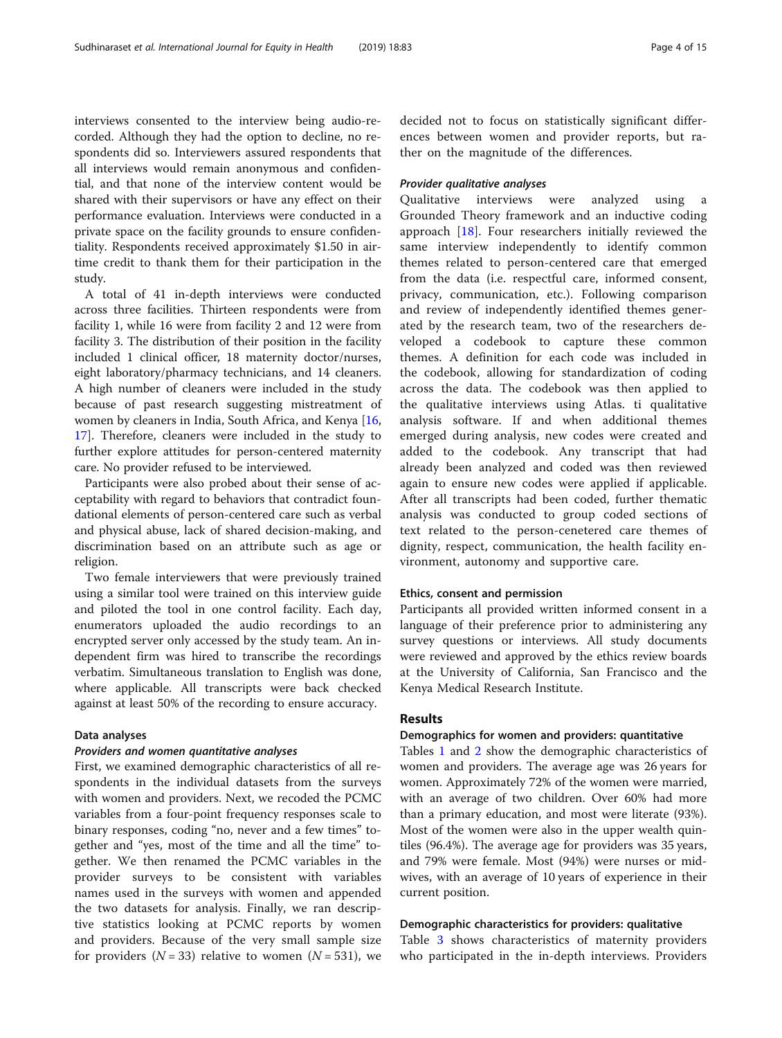interviews consented to the interview being audio-recorded. Although they had the option to decline, no respondents did so. Interviewers assured respondents that all interviews would remain anonymous and confidential, and that none of the interview content would be shared with their supervisors or have any effect on their performance evaluation. Interviews were conducted in a private space on the facility grounds to ensure confidentiality. Respondents received approximately $1.50 in airtime credit to thank them for their participation in the study.

A total of 41 in-depth interviews were conducted across three facilities. Thirteen respondents were from facility 1, while 16 were from facility 2 and 12 were from facility 3. The distribution of their position in the facility included 1 clinical officer, 18 maternity doctor/nurses, eight laboratory/pharmacy technicians, and 14 cleaners. A high number of cleaners were included in the study because of past research suggesting mistreatment of women by cleaners in India, South Africa, and Kenya [16, 17]. Therefore, cleaners were included in the study to further explore attitudes for person-centered maternity care. No provider refused to be interviewed.

Participants were also probed about their sense of acceptability with regard to behaviors that contradict foundational elements of person-centered care such as verbal and physical abuse, lack of shared decision-making, and discrimination based on an attribute such as age or religion.

Two female interviewers that were previously trained using a similar tool were trained on this interview guide and piloted the tool in one control facility. Each day, enumerators uploaded the audio recordings to an encrypted server only accessed by the study team. An independent firm was hired to transcribe the recordings verbatim. Simultaneous translation to English was done, where applicable. All transcripts were back checked against at least 50% of the recording to ensure accuracy.

### Data analyses

#### *Providers and women quantitative analyses*

First, we examined demographic characteristics of all respondents in the individual datasets from the surveys with women and providers. Next, we recoded the PCMC variables from a four-point frequency responses scale to binary responses, coding "no, never and a few times" together and "yes, most of the time and all the time" together. We then renamed the PCMC variables in the provider surveys to be consistent with variables names used in the surveys with women and appended the two datasets for analysis. Finally, we ran descriptive statistics looking at PCMC reports by women and providers. Because of the very small sample size for providers ($N = 33$) relative to women ($N = 531$), we decided not to focus on statistically significant differences between women and provider reports, but rather on the magnitude of the differences.

#### *Provider qualitative analyses*

Qualitative interviews were analyzed using a Grounded Theory framework and an inductive coding approach [18]. Four researchers initially reviewed the same interview independently to identify common themes related to person-centered care that emerged from the data (i.e. respectful care, informed consent, privacy, communication, etc.). Following comparison and review of independently identified themes generated by the research team, two of the researchers developed a codebook to capture these common themes. A definition for each code was included in the codebook, allowing for standardization of coding across the data. The codebook was then applied to the qualitative interviews using Atlas. ti qualitative analysis software. If and when additional themes emerged during analysis, new codes were created and added to the codebook. Any transcript that had already been analyzed and coded was then reviewed again to ensure new codes were applied if applicable. After all transcripts had been coded, further thematic analysis was conducted to group coded sections of text related to the person-cenetered care themes of dignity, respect, communication, the health facility environment, autonomy and supportive care.

### Ethics, consent and permission

Participants all provided written informed consent in a language of their preference prior to administering any survey questions or interviews. All study documents were reviewed and approved by the ethics review boards at the University of California, San Francisco and the Kenya Medical Research Institute.

## Results

### Demographics for women and providers: quantitative

Tables 1 and 2 show the demographic characteristics of women and providers. The average age was 26 years for women. Approximately 72% of the women were married, with an average of two children. Over 60% had more than a primary education, and most were literate (93%). Most of the women were also in the upper wealth quintiles (96.4%). The average age for providers was 35 years, and 79% were female. Most (94%) were nurses or midwives, with an average of 10 years of experience in their current position.

### Demographic characteristics for providers: qualitative

Table 3 shows characteristics of maternity providers who participated in the in-depth interviews. Providers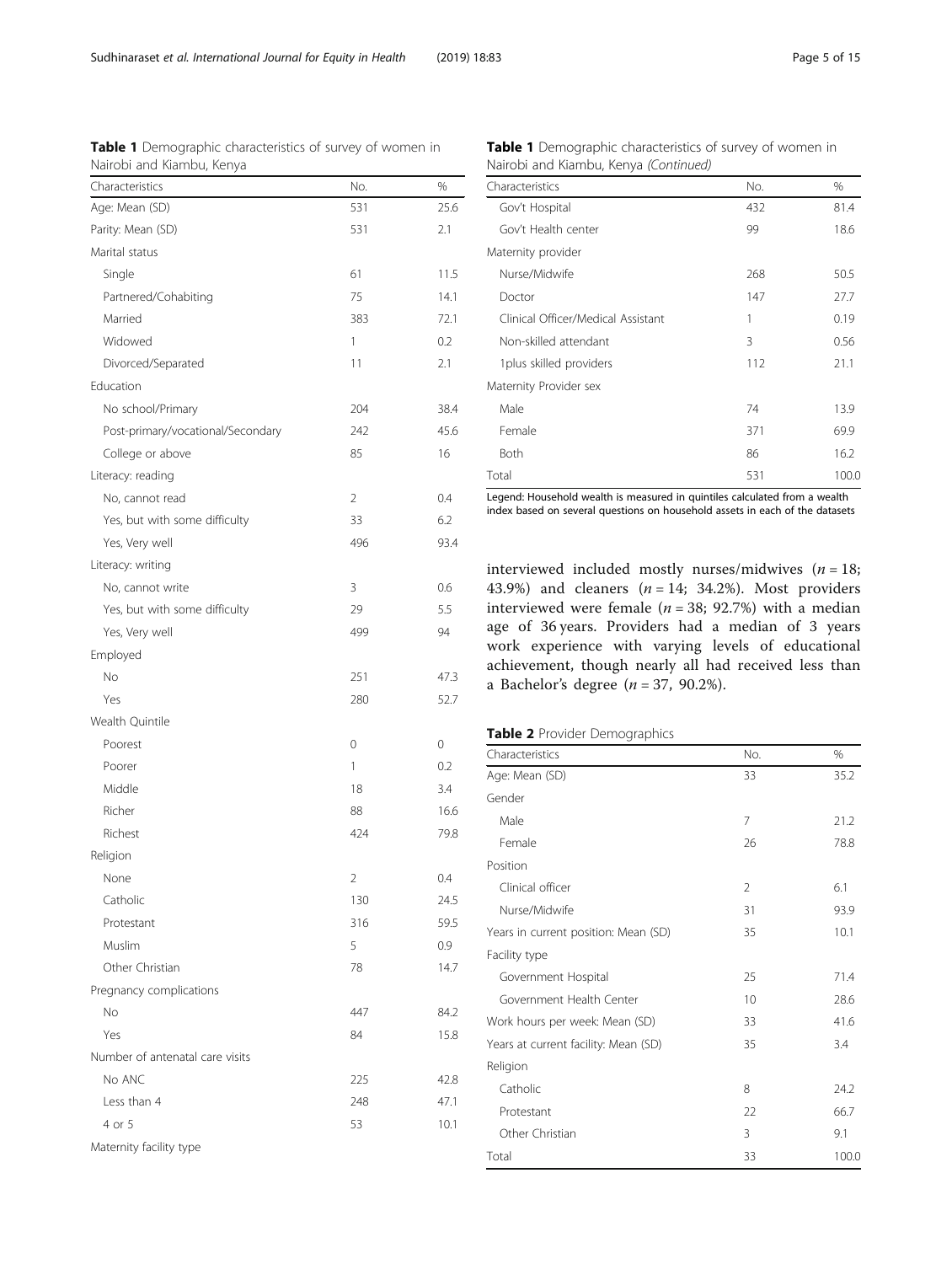**Table 1** Demographic characteristics of survey of women in Nairobi and Kiambu, Kenya

| Characteristics | No. | % |
|---|---|---|
| Age: Mean (SD) | 531 | 25.6 |
| Parity: Mean (SD) | 531 | 2.1 |
| Marital status | | |
| Single | 61 | 11.5 |
| Partnered/Cohabiting | 75 | 14.1 |
| Married | 383 | 72.1 |
| Widowed | 1 | 0.2 |
| Divorced/Separated | 11 | 2.1 |
| Education | | |
| No school/Primary | 204 | 38.4 |
| Post-primary/vocational/Secondary | 242 | 45.6 |
| College or above | 85 | 16 |
| Literacy: reading | | |
| No, cannot read | 2 | 0.4 |
| Yes, but with some difficulty | 33 | 6.2 |
| Yes, Very well | 496 | 93.4 |
| Literacy: writing | | |
| No, cannot write | 3 | 0.6 |
| Yes, but with some difficulty | 29 | 5.5 |
| Yes, Very well | 499 | 94 |
| Employed | | |
| No | 251 | 47.3 |
| Yes | 280 | 52.7 |
| Wealth Quintile | | |
| Poorest | 0 | 0 |
| Poorer | 1 | 0.2 |
| Middle | 18 | 3.4 |
| Richer | 88 | 16.6 |
| Richest | 424 | 79.8 |
| Religion | | |
| None | 2 | 0.4 |
| Catholic | 130 | 24.5 |
| Protestant | 316 | 59.5 |
| Muslim | 5 | 0.9 |
| Other Christian | 78 | 14.7 |
| Pregnancy complications | | |
| No | 447 | 84.2 |
| Yes | 84 | 15.8 |
| Number of antenatal care visits | | |
| No ANC | 225 | 42.8 |
| Less than 4 | 248 | 47.1 |
| 4 or 5 | 53 | 10.1 |
| Maternity facility type | | |
| Gov't Hospital | 432 | 81.4 |
| Gov't Health center | 99 | 18.6 |
| Maternity provider | | |
| Nurse/Midwife | 268 | 50.5 |
| Doctor | 147 | 27.7 |
| Clinical Officer/Medical Assistant | 1 | 0.19 |
| Non-skilled attendant | 3 | 0.56 |
| 1plus skilled providers | 112 | 21.1 |
| Maternity Provider sex | | |
| Male | 74 | 13.9 |
| Female | 371 | 69.9 |
| Both | 86 | 16.2 |
| Total | 531 | 100.0 |

Legend: Household wealth is measured in quintiles calculated from a wealth index based on several questions on household assets in each of the datasets

interviewed included mostly nurses/midwives ($n = 18$; 43.9%) and cleaners ($n = 14$; 34.2%). Most providers interviewed were female ($n = 38$; 92.7%) with a median age of 36 years. Providers had a median of 3 years work experience with varying levels of educational achievement, though nearly all had received less than a Bachelor's degree ($n = 37$, 90.2%).

**Table 2** Provider Demographics

| Characteristics | No. | % |
|---|---|---|
| Age: Mean (SD) | 33 | 35.2 |
| Gender | | |
| Male | 7 | 21.2 |
| Female | 26 | 78.8 |
| Position | | |
| Clinical officer | 2 | 6.1 |
| Nurse/Midwife | 31 | 93.9 |
| Years in current position: Mean (SD) | 35 | 10.1 |
| Facility type | | |
| Government Hospital | 25 | 71.4 |
| Government Health Center | 10 | 28.6 |
| Work hours per week: Mean (SD) | 33 | 41.6 |
| Years at current facility: Mean (SD) | 35 | 3.4 |
| Religion | | |
| Catholic | 8 | 24.2 |
| Protestant | 22 | 66.7 |
| Other Christian | 3 | 9.1 |
| Total | 33 | 100.0 |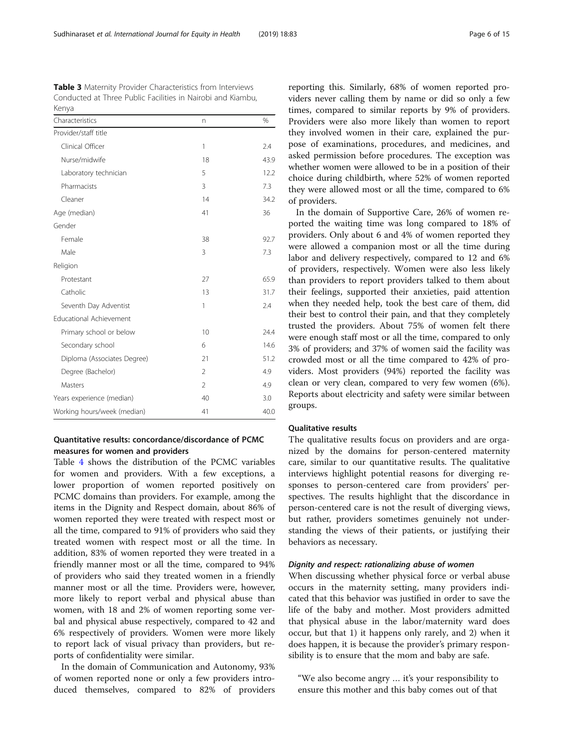**Table 3** Maternity Provider Characteristics from Interviews Conducted at Three Public Facilities in Nairobi and Kiambu, Kenya

| Characteristics | n | % |
|---|---|---|
| Provider/staff title | | |
| Clinical Officer | 1 | 2.4 |
| Nurse/midwife | 18 | 43.9 |
| Laboratory technician | 5 | 12.2 |
| Pharmacists | 3 | 7.3 |
| Cleaner | 14 | 34.2 |
| Age (median) | 41 | 36 |
| Gender | | |
| Female | 38 | 92.7 |
| Male | 3 | 7.3 |
| Religion | | |
| Protestant | 27 | 65.9 |
| Catholic | 13 | 31.7 |
| Seventh Day Adventist | 1 | 2.4 |
| Educational Achievement | | |
| Primary school or below | 10 | 24.4 |
| Secondary school | 6 | 14.6 |
| Diploma (Associates Degree) | 21 | 51.2 |
| Degree (Bachelor) | 2 | 4.9 |
| Masters | 2 | 4.9 |
| Years experience (median) | 40 | 3.0 |
| Working hours/week (median) | 41 | 40.0 |

## Quantitative results: concordance/discordance of PCMC measures for women and providers

Table 4 shows the distribution of the PCMC variables for women and providers. With a few exceptions, a lower proportion of women reported positively on PCMC domains than providers. For example, among the items in the Dignity and Respect domain, about 86% of women reported they were treated with respect most or all the time, compared to 91% of providers who said they treated women with respect most or all the time. In addition, 83% of women reported they were treated in a friendly manner most or all the time, compared to 94% of providers who said they treated women in a friendly manner most or all the time. Providers were, however, more likely to report verbal and physical abuse than women, with 18 and 2% of women reporting some verbal and physical abuse respectively, compared to 42 and 6% respectively of providers. Women were more likely to report lack of visual privacy than providers, but reports of confidentiality were similar.

In the domain of Communication and Autonomy, 93% of women reported none or only a few providers introduced themselves, compared to 82% of providers reporting this. Similarly, 68% of women reported providers never calling them by name or did so only a few times, compared to similar reports by 9% of providers. Providers were also more likely than women to report they involved women in their care, explained the purpose of examinations, procedures, and medicines, and asked permission before procedures. The exception was whether women were allowed to be in a position of their choice during childbirth, where 52% of women reported they were allowed most or all the time, compared to 6% of providers.

In the domain of Supportive Care, 26% of women reported the waiting time was long compared to 18% of providers. Only about 6 and 4% of women reported they were allowed a companion most or all the time during labor and delivery respectively, compared to 12 and 6% of providers, respectively. Women were also less likely than providers to report providers talked to them about their feelings, supported their anxieties, paid attention when they needed help, took the best care of them, did their best to control their pain, and that they completely trusted the providers. About 75% of women felt there were enough staff most or all the time, compared to only 3% of providers; and 37% of women said the facility was crowded most or all the time compared to 42% of providers. Most providers (94%) reported the facility was clean or very clean, compared to very few women (6%). Reports about electricity and safety were similar between groups.

## Qualitative results

The qualitative results focus on providers and are organized by the domains for person-centered maternity care, similar to our quantitative results. The qualitative interviews highlight potential reasons for diverging responses to person-centered care from providers' perspectives. The results highlight that the discordance in person-centered care is not the result of diverging views, but rather, providers sometimes genuinely not understanding the views of their patients, or justifying their behaviors as necessary.

### *Dignity and respect: rationalizing abuse of women*

When discussing whether physical force or verbal abuse occurs in the maternity setting, many providers indicated that this behavior was justified in order to save the life of the baby and mother. Most providers admitted that physical abuse in the labor/maternity ward does occur, but that 1) it happens only rarely, and 2) when it does happen, it is because the provider's primary responsibility is to ensure that the mom and baby are safe.

"We also become angry … it's your responsibility to ensure this mother and this baby comes out of that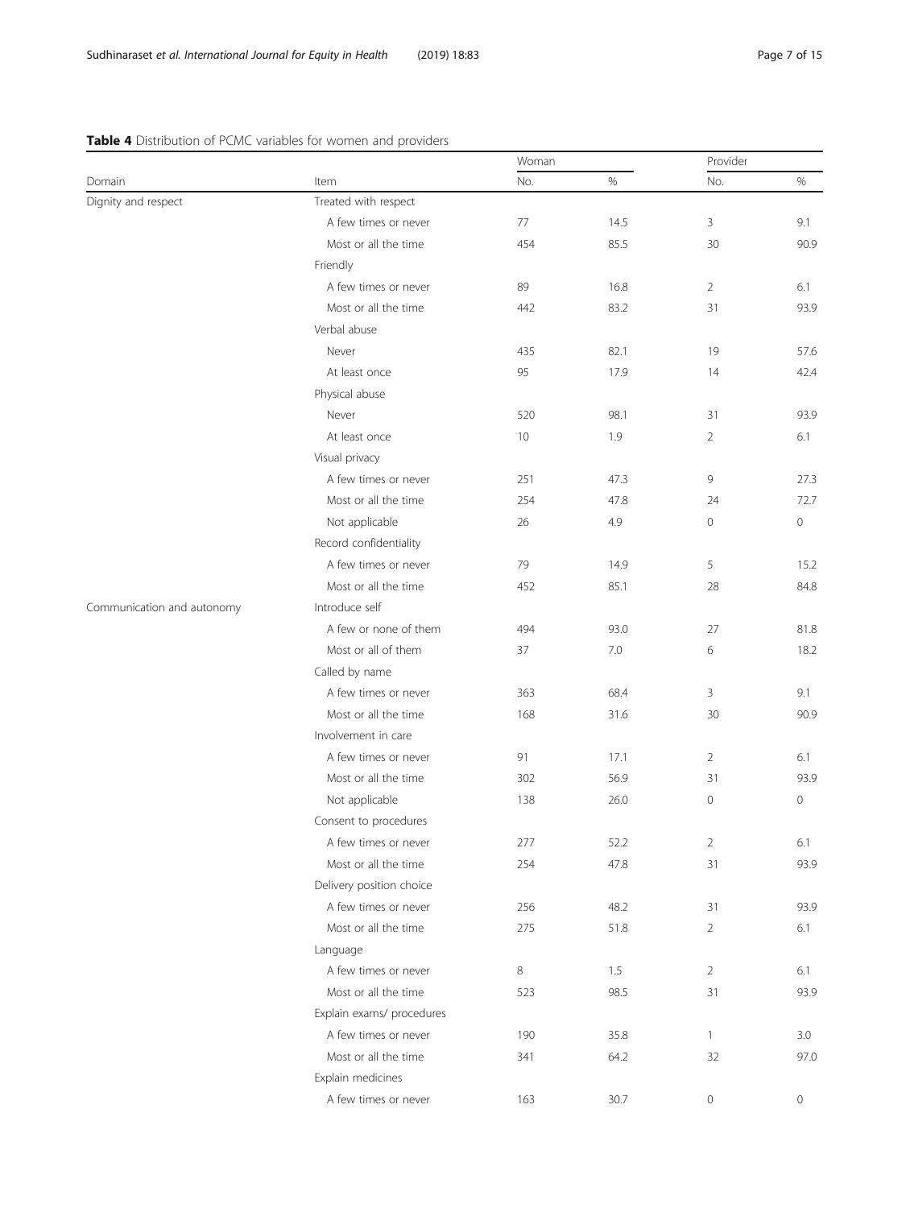**Table 4** Distribution of PCMC variables for women and providers

| Domain | Item | Woman | | Provider | |
|---|---|---|---|---|---|
| | | No. | % | No. | % |
| Dignity and respect | Treated with respect | | | | |
| | A few times or never | 77 | 14.5 | 3 | 9.1 |
| | Most or all the time | 454 | 85.5 | 30 | 90.9 |
| | Friendly | | | | |
| | A few times or never | 89 | 16.8 | 2 | 6.1 |
| | Most or all the time | 442 | 83.2 | 31 | 93.9 |
| | Verbal abuse | | | | |
| | Never | 435 | 82.1 | 19 | 57.6 |
| | At least once | 95 | 17.9 | 14 | 42.4 |
| | Physical abuse | | | | |
| | Never | 520 | 98.1 | 31 | 93.9 |
| | At least once | 10 | 1.9 | 2 | 6.1 |
| | Visual privacy | | | | |
| | A few times or never | 251 | 47.3 | 9 | 27.3 |
| | Most or all the time | 254 | 47.8 | 24 | 72.7 |
| | Not applicable | 26 | 4.9 | 0 | 0 |
| | Record confidentiality | | | | |
| | A few times or never | 79 | 14.9 | 5 | 15.2 |
| | Most or all the time | 452 | 85.1 | 28 | 84.8 |
| Communication and autonomy | Introduce self | | | | |
| | A few or none of them | 494 | 93.0 | 27 | 81.8 |
| | Most or all of them | 37 | 7.0 | 6 | 18.2 |
| | Called by name | | | | |
| | A few times or never | 363 | 68.4 | 3 | 9.1 |
| | Most or all the time | 168 | 31.6 | 30 | 90.9 |
| | Involvement in care | | | | |
| | A few times or never | 91 | 17.1 | 2 | 6.1 |
| | Most or all the time | 302 | 56.9 | 31 | 93.9 |
| | Not applicable | 138 | 26.0 | 0 | 0 |
| | Consent to procedures | | | | |
| | A few times or never | 277 | 52.2 | 2 | 6.1 |
| | Most or all the time | 254 | 47.8 | 31 | 93.9 |
| | Delivery position choice | | | | |
| | A few times or never | 256 | 48.2 | 31 | 93.9 |
| | Most or all the time | 275 | 51.8 | 2 | 6.1 |
| | Language | | | | |
| | A few times or never | 8 | 1.5 | 2 | 6.1 |
| | Most or all the time | 523 | 98.5 | 31 | 93.9 |
| | Explain exams/ procedures | | | | |
| | A few times or never | 190 | 35.8 | 1 | 3.0 |
| | Most or all the time | 341 | 64.2 | 32 | 97.0 |
| | Explain medicines | | | | |
| | A few times or never | 163 | 30.7 | 0 | 0 |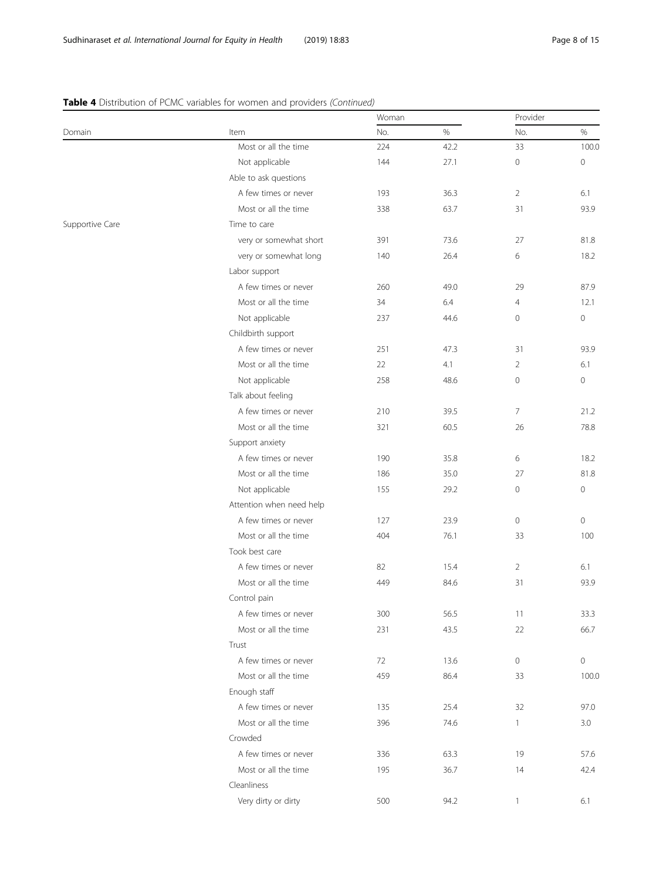**Table 4** Distribution of PCMC variables for women and providers *(Continued)*

| Domain | Item | Woman | | Provider | |
|---|---|---|---|---|---|
| | | No. | % | No. | % |
| | Most or all the time | 224 | 42.2 | 33 | 100.0 |
| | Not applicable | 144 | 27.1 | 0 | 0 |
| | Able to ask questions | | | | |
| | A few times or never | 193 | 36.3 | 2 | 6.1 |
| | Most or all the time | 338 | 63.7 | 31 | 93.9 |
| Supportive Care | Time to care | | | | |
| | very or somewhat short | 391 | 73.6 | 27 | 81.8 |
| | very or somewhat long | 140 | 26.4 | 6 | 18.2 |
| | Labor support | | | | |
| | A few times or never | 260 | 49.0 | 29 | 87.9 |
| | Most or all the time | 34 | 6.4 | 4 | 12.1 |
| | Not applicable | 237 | 44.6 | 0 | 0 |
| | Childbirth support | | | | |
| | A few times or never | 251 | 47.3 | 31 | 93.9 |
| | Most or all the time | 22 | 4.1 | 2 | 6.1 |
| | Not applicable | 258 | 48.6 | 0 | 0 |
| | Talk about feeling | | | | |
| | A few times or never | 210 | 39.5 | 7 | 21.2 |
| | Most or all the time | 321 | 60.5 | 26 | 78.8 |
| | Support anxiety | | | | |
| | A few times or never | 190 | 35.8 | 6 | 18.2 |
| | Most or all the time | 186 | 35.0 | 27 | 81.8 |
| | Not applicable | 155 | 29.2 | 0 | 0 |
| | Attention when need help | | | | |
| | A few times or never | 127 | 23.9 | 0 | 0 |
| | Most or all the time | 404 | 76.1 | 33 | 100 |
| | Took best care | | | | |
| | A few times or never | 82 | 15.4 | 2 | 6.1 |
| | Most or all the time | 449 | 84.6 | 31 | 93.9 |
| | Control pain | | | | |
| | A few times or never | 300 | 56.5 | 11 | 33.3 |
| | Most or all the time | 231 | 43.5 | 22 | 66.7 |
| | Trust | | | | |
| | A few times or never | 72 | 13.6 | 0 | 0 |
| | Most or all the time | 459 | 86.4 | 33 | 100.0 |
| | Enough staff | | | | |
| | A few times or never | 135 | 25.4 | 32 | 97.0 |
| | Most or all the time | 396 | 74.6 | 1 | 3.0 |
| | Crowded | | | | |
| | A few times or never | 336 | 63.3 | 19 | 57.6 |
| | Most or all the time | 195 | 36.7 | 14 | 42.4 |
| | Cleanliness | | | | |
| | Very dirty or dirty | 500 | 94.2 | 1 | 6.1 |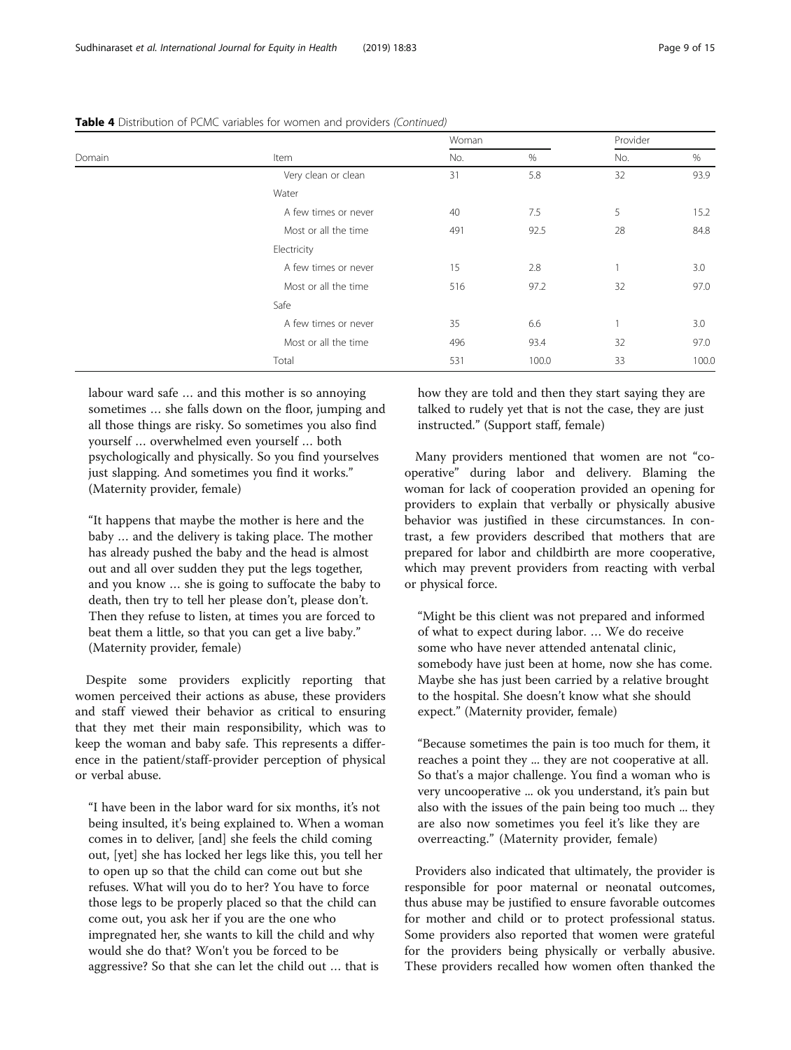**Table 4** Distribution of PCMC variables for women and providers *(Continued)*

| Domain | Item | Woman | | Provider | |
|---|---|---|---|---|---|
| | | No. | % | No. | % |
| | Very clean or clean | 31 | 5.8 | 32 | 93.9 |
| | Water | | | | |
| | A few times or never | 40 | 7.5 | 5 | 15.2 |
| | Most or all the time | 491 | 92.5 | 28 | 84.8 |
| | Electricity | | | | |
| | A few times or never | 15 | 2.8 | 1 | 3.0 |
| | Most or all the time | 516 | 97.2 | 32 | 97.0 |
| | Safe | | | | |
| | A few times or never | 35 | 6.6 | 1 | 3.0 |
| | Most or all the time | 496 | 93.4 | 32 | 97.0 |
| | Total | 531 | 100.0 | 33 | 100.0 |

labour ward safe … and this mother is so annoying sometimes … she falls down on the floor, jumping and all those things are risky. So sometimes you also find yourself … overwhelmed even yourself … both psychologically and physically. So you find yourselves just slapping. And sometimes you find it works." (Maternity provider, female)

"It happens that maybe the mother is here and the baby … and the delivery is taking place. The mother has already pushed the baby and the head is almost out and all over sudden they put the legs together, and you know … she is going to suffocate the baby to death, then try to tell her please don't, please don't. Then they refuse to listen, at times you are forced to beat them a little, so that you can get a live baby." (Maternity provider, female)

Despite some providers explicitly reporting that women perceived their actions as abuse, these providers and staff viewed their behavior as critical to ensuring that they met their main responsibility, which was to keep the woman and baby safe. This represents a difference in the patient/staff-provider perception of physical or verbal abuse.

"I have been in the labor ward for six months, it's not being insulted, it's being explained to. When a woman comes in to deliver, [and] she feels the child coming out, [yet] she has locked her legs like this, you tell her to open up so that the child can come out but she refuses. What will you do to her? You have to force those legs to be properly placed so that the child can come out, you ask her if you are the one who impregnated her, she wants to kill the child and why would she do that? Won't you be forced to be aggressive? So that she can let the child out … that is how they are told and then they start saying they are talked to rudely yet that is not the case, they are just instructed." (Support staff, female)

Many providers mentioned that women are not "co-operative" during labor and delivery. Blaming the woman for lack of cooperation provided an opening for providers to explain that verbally or physically abusive behavior was justified in these circumstances. In contrast, a few providers described that mothers that are prepared for labor and childbirth are more cooperative, which may prevent providers from reacting with verbal or physical force.

"Might be this client was not prepared and informed of what to expect during labor. … We do receive some who have never attended antenatal clinic, somebody have just been at home, now she has come. Maybe she has just been carried by a relative brought to the hospital. She doesn't know what she should expect." (Maternity provider, female)

"Because sometimes the pain is too much for them, it reaches a point they ... they are not cooperative at all. So that's a major challenge. You find a woman who is very uncooperative ... ok you understand, it's pain but also with the issues of the pain being too much ... they are also now sometimes you feel it's like they are overreacting." (Maternity provider, female)

Providers also indicated that ultimately, the provider is responsible for poor maternal or neonatal outcomes, thus abuse may be justified to ensure favorable outcomes for mother and child or to protect professional status. Some providers also reported that women were grateful for the providers being physically or verbally abusive. These providers recalled how women often thanked the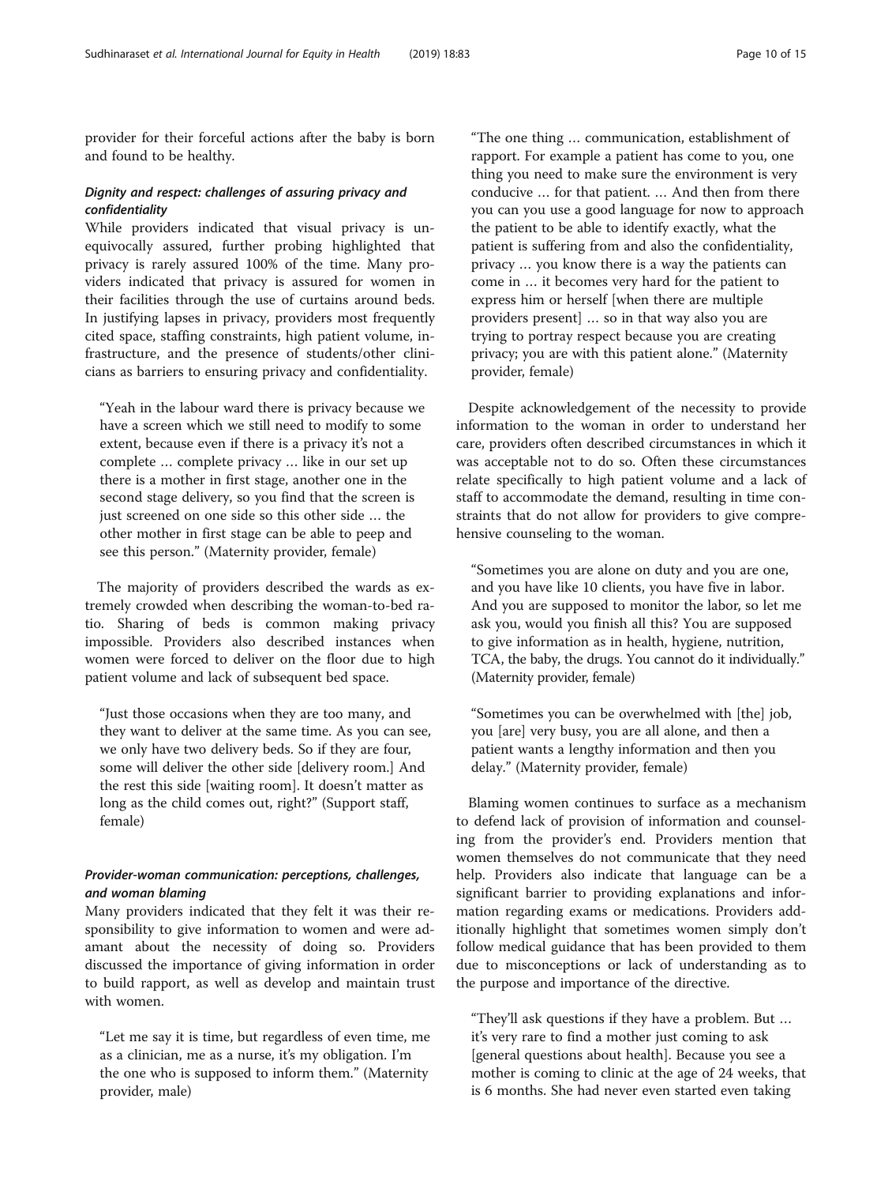provider for their forceful actions after the baby is born and found to be healthy.

### *Dignity and respect: challenges of assuring privacy and confidentiality*

While providers indicated that visual privacy is unequivocally assured, further probing highlighted that privacy is rarely assured 100% of the time. Many providers indicated that privacy is assured for women in their facilities through the use of curtains around beds. In justifying lapses in privacy, providers most frequently cited space, staffing constraints, high patient volume, infrastructure, and the presence of students/other clinicians as barriers to ensuring privacy and confidentiality.

> "Yeah in the labour ward there is privacy because we have a screen which we still need to modify to some extent, because even if there is a privacy it's not a complete … complete privacy … like in our set up there is a mother in first stage, another one in the second stage delivery, so you find that the screen is just screened on one side so this other side … the other mother in first stage can be able to peep and see this person." (Maternity provider, female)

The majority of providers described the wards as extremely crowded when describing the woman-to-bed ratio. Sharing of beds is common making privacy impossible. Providers also described instances when women were forced to deliver on the floor due to high patient volume and lack of subsequent bed space.

> "Just those occasions when they are too many, and they want to deliver at the same time. As you can see, we only have two delivery beds. So if they are four, some will deliver the other side [delivery room.] And the rest this side [waiting room]. It doesn't matter as long as the child comes out, right?" (Support staff, female)

### *Provider-woman communication: perceptions, challenges, and woman blaming*

Many providers indicated that they felt it was their responsibility to give information to women and were adamant about the necessity of doing so. Providers discussed the importance of giving information in order to build rapport, as well as develop and maintain trust with women.

> "Let me say it is time, but regardless of even time, me as a clinician, me as a nurse, it's my obligation. I'm the one who is supposed to inform them." (Maternity provider, male)

> "The one thing … communication, establishment of rapport. For example a patient has come to you, one thing you need to make sure the environment is very conducive … for that patient. … And then from there you can you use a good language for now to approach the patient to be able to identify exactly, what the patient is suffering from and also the confidentiality, privacy … you know there is a way the patients can come in … it becomes very hard for the patient to express him or herself [when there are multiple providers present] … so in that way also you are trying to portray respect because you are creating privacy; you are with this patient alone." (Maternity provider, female)

Despite acknowledgement of the necessity to provide information to the woman in order to understand her care, providers often described circumstances in which it was acceptable not to do so. Often these circumstances relate specifically to high patient volume and a lack of staff to accommodate the demand, resulting in time constraints that do not allow for providers to give comprehensive counseling to the woman.

> "Sometimes you are alone on duty and you are one, and you have like 10 clients, you have five in labor. And you are supposed to monitor the labor, so let me ask you, would you finish all this? You are supposed to give information as in health, hygiene, nutrition, TCA, the baby, the drugs. You cannot do it individually." (Maternity provider, female)

> "Sometimes you can be overwhelmed with [the] job, you [are] very busy, you are all alone, and then a patient wants a lengthy information and then you delay." (Maternity provider, female)

Blaming women continues to surface as a mechanism to defend lack of provision of information and counseling from the provider's end. Providers mention that women themselves do not communicate that they need help. Providers also indicate that language can be a significant barrier to providing explanations and information regarding exams or medications. Providers additionally highlight that sometimes women simply don't follow medical guidance that has been provided to them due to misconceptions or lack of understanding as to the purpose and importance of the directive.

> "They'll ask questions if they have a problem. But … it's very rare to find a mother just coming to ask [general questions about health]. Because you see a mother is coming to clinic at the age of 24 weeks, that is 6 months. She had never even started even taking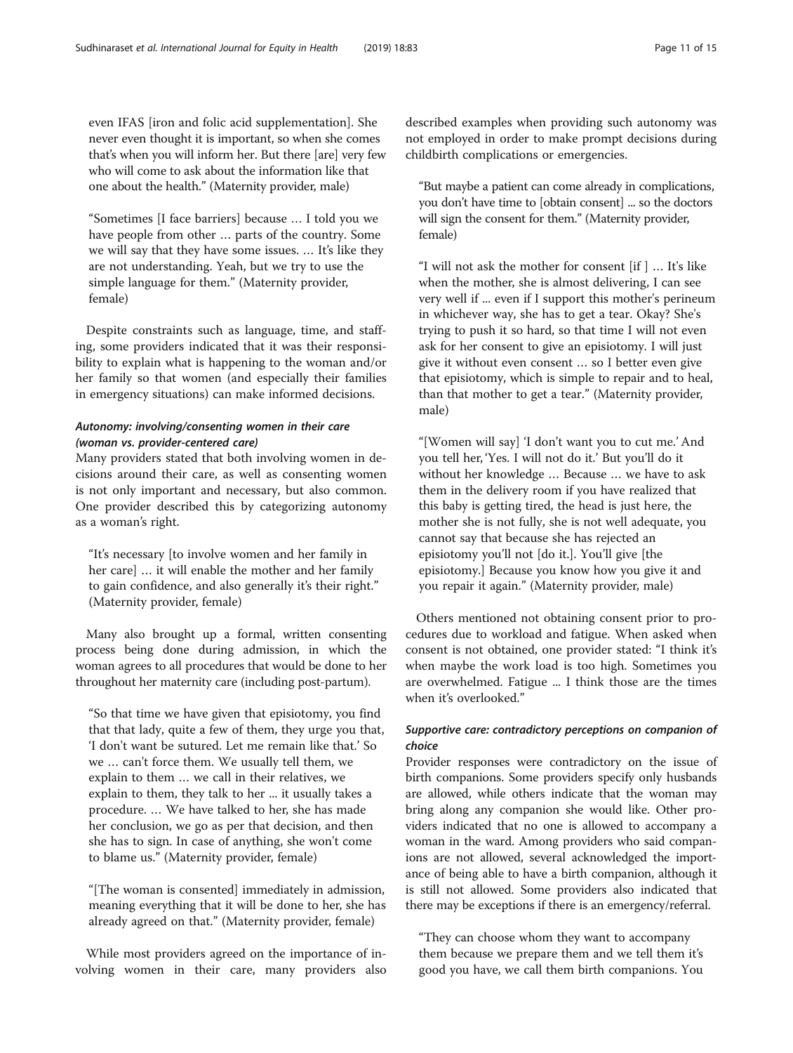even IFAS [iron and folic acid supplementation]. She never even thought it is important, so when she comes that's when you will inform her. But there [are] very few who will come to ask about the information like that one about the health." (Maternity provider, male)

"Sometimes [I face barriers] because … I told you we have people from other … parts of the country. Some we will say that they have some issues. … It's like they are not understanding. Yeah, but we try to use the simple language for them." (Maternity provider, female)

Despite constraints such as language, time, and staffing, some providers indicated that it was their responsibility to explain what is happening to the woman and/or her family so that women (and especially their families in emergency situations) can make informed decisions.

#### *Autonomy: involving/consenting women in their care (woman vs. provider-centered care)*

Many providers stated that both involving women in decisions around their care, as well as consenting women is not only important and necessary, but also common. One provider described this by categorizing autonomy as a woman's right.

"It's necessary [to involve women and her family in her care] … it will enable the mother and her family to gain confidence, and also generally it's their right." (Maternity provider, female)

Many also brought up a formal, written consenting process being done during admission, in which the woman agrees to all procedures that would be done to her throughout her maternity care (including post-partum).

"So that time we have given that episiotomy, you find that that lady, quite a few of them, they urge you that, 'I don't want be sutured. Let me remain like that.' So we … can't force them. We usually tell them, we explain to them … we call in their relatives, we explain to them, they talk to her ... it usually takes a procedure. … We have talked to her, she has made her conclusion, we go as per that decision, and then she has to sign. In case of anything, she won't come to blame us." (Maternity provider, female)

"[The woman is consented] immediately in admission, meaning everything that it will be done to her, she has already agreed on that." (Maternity provider, female)

While most providers agreed on the importance of involving women in their care, many providers also described examples when providing such autonomy was not employed in order to make prompt decisions during childbirth complications or emergencies.

"But maybe a patient can come already in complications, you don't have time to [obtain consent] ... so the doctors will sign the consent for them." (Maternity provider, female)

"I will not ask the mother for consent [if ] … It's like when the mother, she is almost delivering, I can see very well if ... even if I support this mother's perineum in whichever way, she has to get a tear. Okay? She's trying to push it so hard, so that time I will not even ask for her consent to give an episiotomy. I will just give it without even consent … so I better even give that episiotomy, which is simple to repair and to heal, than that mother to get a tear." (Maternity provider, male)

"[Women will say] 'I don't want you to cut me.' And you tell her, 'Yes. I will not do it.' But you'll do it without her knowledge … Because … we have to ask them in the delivery room if you have realized that this baby is getting tired, the head is just here, the mother she is not fully, she is not well adequate, you cannot say that because she has rejected an episiotomy you'll not [do it.]. You'll give [the episiotomy.] Because you know how you give it and you repair it again." (Maternity provider, male)

Others mentioned not obtaining consent prior to procedures due to workload and fatigue. When asked when consent is not obtained, one provider stated: "I think it's when maybe the work load is too high. Sometimes you are overwhelmed. Fatigue ... I think those are the times when it's overlooked."

#### *Supportive care: contradictory perceptions on companion of choice*

Provider responses were contradictory on the issue of birth companions. Some providers specify only husbands are allowed, while others indicate that the woman may bring along any companion she would like. Other providers indicated that no one is allowed to accompany a woman in the ward. Among providers who said companions are not allowed, several acknowledged the importance of being able to have a birth companion, although it is still not allowed. Some providers also indicated that there may be exceptions if there is an emergency/referral.

"They can choose whom they want to accompany them because we prepare them and we tell them it's good you have, we call them birth companions. You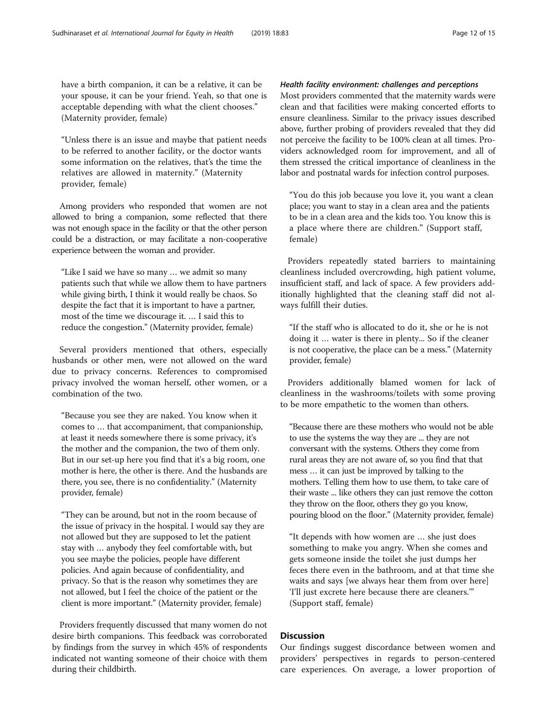have a birth companion, it can be a relative, it can be your spouse, it can be your friend. Yeah, so that one is acceptable depending with what the client chooses." (Maternity provider, female)

"Unless there is an issue and maybe that patient needs to be referred to another facility, or the doctor wants some information on the relatives, that's the time the relatives are allowed in maternity." (Maternity provider, female)

Among providers who responded that women are not allowed to bring a companion, some reflected that there was not enough space in the facility or that the other person could be a distraction, or may facilitate a non-cooperative experience between the woman and provider.

"Like I said we have so many … we admit so many patients such that while we allow them to have partners while giving birth, I think it would really be chaos. So despite the fact that it is important to have a partner, most of the time we discourage it. … I said this to reduce the congestion." (Maternity provider, female)

Several providers mentioned that others, especially husbands or other men, were not allowed on the ward due to privacy concerns. References to compromised privacy involved the woman herself, other women, or a combination of the two.

"Because you see they are naked. You know when it comes to … that accompaniment, that companionship, at least it needs somewhere there is some privacy, it's the mother and the companion, the two of them only. But in our set-up here you find that it's a big room, one mother is here, the other is there. And the husbands are there, you see, there is no confidentiality." (Maternity provider, female)

"They can be around, but not in the room because of the issue of privacy in the hospital. I would say they are not allowed but they are supposed to let the patient stay with … anybody they feel comfortable with, but you see maybe the policies, people have different policies. And again because of confidentiality, and privacy. So that is the reason why sometimes they are not allowed, but I feel the choice of the patient or the client is more important." (Maternity provider, female)

Providers frequently discussed that many women do not desire birth companions. This feedback was corroborated by findings from the survey in which 45% of respondents indicated not wanting someone of their choice with them during their childbirth.

#### *Health facility environment: challenges and perceptions*

Most providers commented that the maternity wards were clean and that facilities were making concerted efforts to ensure cleanliness. Similar to the privacy issues described above, further probing of providers revealed that they did not perceive the facility to be 100% clean at all times. Providers acknowledged room for improvement, and all of them stressed the critical importance of cleanliness in the labor and postnatal wards for infection control purposes.

"You do this job because you love it, you want a clean place; you want to stay in a clean area and the patients to be in a clean area and the kids too. You know this is a place where there are children." (Support staff, female)

Providers repeatedly stated barriers to maintaining cleanliness included overcrowding, high patient volume, insufficient staff, and lack of space. A few providers additionally highlighted that the cleaning staff did not always fulfill their duties.

"If the staff who is allocated to do it, she or he is not doing it … water is there in plenty... So if the cleaner is not cooperative, the place can be a mess." (Maternity provider, female)

Providers additionally blamed women for lack of cleanliness in the washrooms/toilets with some proving to be more empathetic to the women than others.

"Because there are these mothers who would not be able to use the systems the way they are ... they are not conversant with the systems. Others they come from rural areas they are not aware of, so you find that that mess … it can just be improved by talking to the mothers. Telling them how to use them, to take care of their waste ... like others they can just remove the cotton they throw on the floor, others they go you know, pouring blood on the floor." (Maternity provider, female)

"It depends with how women are … she just does something to make you angry. When she comes and gets someone inside the toilet she just dumps her feces there even in the bathroom, and at that time she waits and says [we always hear them from over here] 'I'll just excrete here because there are cleaners.'" (Support staff, female)

## Discussion

Our findings suggest discordance between women and providers' perspectives in regards to person-centered care experiences. On average, a lower proportion of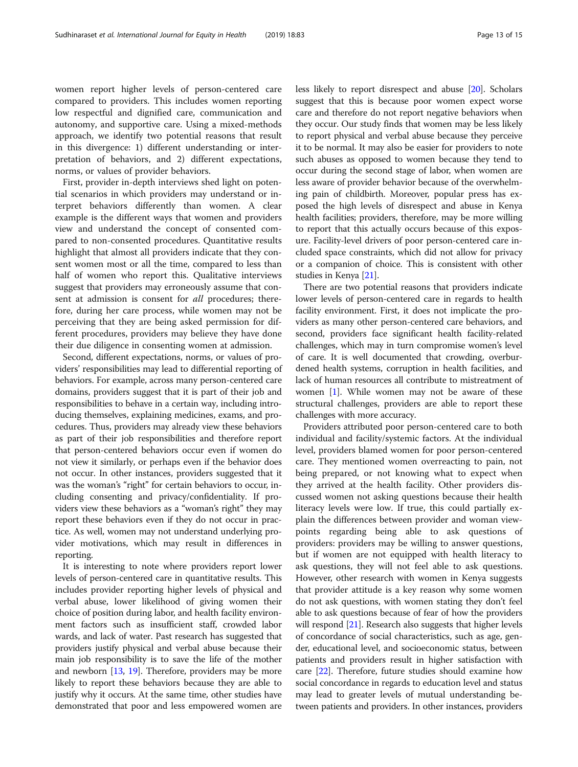women report higher levels of person-centered care compared to providers. This includes women reporting low respectful and dignified care, communication and autonomy, and supportive care. Using a mixed-methods approach, we identify two potential reasons that result in this divergence: 1) different understanding or interpretation of behaviors, and 2) different expectations, norms, or values of provider behaviors.

First, provider in-depth interviews shed light on potential scenarios in which providers may understand or interpret behaviors differently than women. A clear example is the different ways that women and providers view and understand the concept of consented compared to non-consented procedures. Quantitative results highlight that almost all providers indicate that they consent women most or all the time, compared to less than half of women who report this. Qualitative interviews suggest that providers may erroneously assume that consent at admission is consent for *all* procedures; therefore, during her care process, while women may not be perceiving that they are being asked permission for different procedures, providers may believe they have done their due diligence in consenting women at admission.

Second, different expectations, norms, or values of providers' responsibilities may lead to differential reporting of behaviors. For example, across many person-centered care domains, providers suggest that it is part of their job and responsibilities to behave in a certain way, including introducing themselves, explaining medicines, exams, and procedures. Thus, providers may already view these behaviors as part of their job responsibilities and therefore report that person-centered behaviors occur even if women do not view it similarly, or perhaps even if the behavior does not occur. In other instances, providers suggested that it was the woman's "right" for certain behaviors to occur, including consenting and privacy/confidentiality. If providers view these behaviors as a "woman's right" they may report these behaviors even if they do not occur in practice. As well, women may not understand underlying provider motivations, which may result in differences in reporting.

It is interesting to note where providers report lower levels of person-centered care in quantitative results. This includes provider reporting higher levels of physical and verbal abuse, lower likelihood of giving women their choice of position during labor, and health facility environment factors such as insufficient staff, crowded labor wards, and lack of water. Past research has suggested that providers justify physical and verbal abuse because their main job responsibility is to save the life of the mother and newborn [13, 19]. Therefore, providers may be more likely to report these behaviors because they are able to justify why it occurs. At the same time, other studies have demonstrated that poor and less empowered women are less likely to report disrespect and abuse [20]. Scholars suggest that this is because poor women expect worse care and therefore do not report negative behaviors when they occur. Our study finds that women may be less likely to report physical and verbal abuse because they perceive it to be normal. It may also be easier for providers to note such abuses as opposed to women because they tend to occur during the second stage of labor, when women are less aware of provider behavior because of the overwhelming pain of childbirth. Moreover, popular press has exposed the high levels of disrespect and abuse in Kenya health facilities; providers, therefore, may be more willing to report that this actually occurs because of this exposure. Facility-level drivers of poor person-centered care included space constraints, which did not allow for privacy or a companion of choice. This is consistent with other studies in Kenya [21].

There are two potential reasons that providers indicate lower levels of person-centered care in regards to health facility environment. First, it does not implicate the providers as many other person-centered care behaviors, and second, providers face significant health facility-related challenges, which may in turn compromise women's level of care. It is well documented that crowding, overburdened health systems, corruption in health facilities, and lack of human resources all contribute to mistreatment of women [1]. While women may not be aware of these structural challenges, providers are able to report these challenges with more accuracy.

Providers attributed poor person-centered care to both individual and facility/systemic factors. At the individual level, providers blamed women for poor person-centered care. They mentioned women overreacting to pain, not being prepared, or not knowing what to expect when they arrived at the health facility. Other providers discussed women not asking questions because their health literacy levels were low. If true, this could partially explain the differences between provider and woman viewpoints regarding being able to ask questions of providers: providers may be willing to answer questions, but if women are not equipped with health literacy to ask questions, they will not feel able to ask questions. However, other research with women in Kenya suggests that provider attitude is a key reason why some women do not ask questions, with women stating they don't feel able to ask questions because of fear of how the providers will respond [21]. Research also suggests that higher levels of concordance of social characteristics, such as age, gender, educational level, and socioeconomic status, between patients and providers result in higher satisfaction with care [22]. Therefore, future studies should examine how social concordance in regards to education level and status may lead to greater levels of mutual understanding between patients and providers. In other instances, providers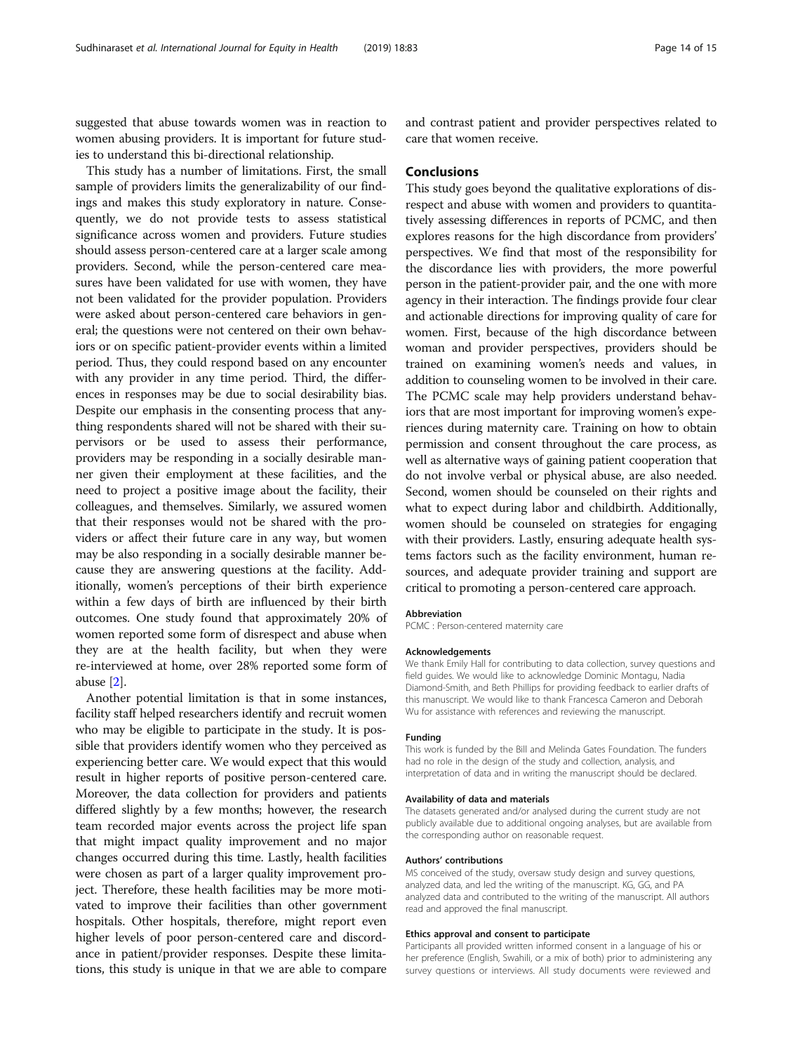suggested that abuse towards women was in reaction to women abusing providers. It is important for future studies to understand this bi-directional relationship.

This study has a number of limitations. First, the small sample of providers limits the generalizability of our findings and makes this study exploratory in nature. Consequently, we do not provide tests to assess statistical significance across women and providers. Future studies should assess person-centered care at a larger scale among providers. Second, while the person-centered care measures have been validated for use with women, they have not been validated for the provider population. Providers were asked about person-centered care behaviors in general; the questions were not centered on their own behaviors or on specific patient-provider events within a limited period. Thus, they could respond based on any encounter with any provider in any time period. Third, the differences in responses may be due to social desirability bias. Despite our emphasis in the consenting process that anything respondents shared will not be shared with their supervisors or be used to assess their performance, providers may be responding in a socially desirable manner given their employment at these facilities, and the need to project a positive image about the facility, their colleagues, and themselves. Similarly, we assured women that their responses would not be shared with the providers or affect their future care in any way, but women may be also responding in a socially desirable manner because they are answering questions at the facility. Additionally, women's perceptions of their birth experience within a few days of birth are influenced by their birth outcomes. One study found that approximately 20% of women reported some form of disrespect and abuse when they are at the health facility, but when they were re-interviewed at home, over 28% reported some form of abuse [2].

Another potential limitation is that in some instances, facility staff helped researchers identify and recruit women who may be eligible to participate in the study. It is possible that providers identify women who they perceived as experiencing better care. We would expect that this would result in higher reports of positive person-centered care. Moreover, the data collection for providers and patients differed slightly by a few months; however, the research team recorded major events across the project life span that might impact quality improvement and no major changes occurred during this time. Lastly, health facilities were chosen as part of a larger quality improvement project. Therefore, these health facilities may be more motivated to improve their facilities than other government hospitals. Other hospitals, therefore, might report even higher levels of poor person-centered care and discordance in patient/provider responses. Despite these limitations, this study is unique in that we are able to compare and contrast patient and provider perspectives related to care that women receive.

## Conclusions

This study goes beyond the qualitative explorations of disrespect and abuse with women and providers to quantitatively assessing differences in reports of PCMC, and then explores reasons for the high discordance from providers' perspectives. We find that most of the responsibility for the discordance lies with providers, the more powerful person in the patient-provider pair, and the one with more agency in their interaction. The findings provide four clear and actionable directions for improving quality of care for women. First, because of the high discordance between woman and provider perspectives, providers should be trained on examining women's needs and values, in addition to counseling women to be involved in their care. The PCMC scale may help providers understand behaviors that are most important for improving women's experiences during maternity care. Training on how to obtain permission and consent throughout the care process, as well as alternative ways of gaining patient cooperation that do not involve verbal or physical abuse, are also needed. Second, women should be counseled on their rights and what to expect during labor and childbirth. Additionally, women should be counseled on strategies for engaging with their providers. Lastly, ensuring adequate health systems factors such as the facility environment, human resources, and adequate provider training and support are critical to promoting a person-centered care approach.

#### Abbreviation

PCMC : Person-centered maternity care

#### Acknowledgements

We thank Emily Hall for contributing to data collection, survey questions and field guides. We would like to acknowledge Dominic Montagu, Nadia Diamond-Smith, and Beth Phillips for providing feedback to earlier drafts of this manuscript. We would like to thank Francesca Cameron and Deborah Wu for assistance with references and reviewing the manuscript.

#### Funding

This work is funded by the Bill and Melinda Gates Foundation. The funders had no role in the design of the study and collection, analysis, and interpretation of data and in writing the manuscript should be declared.

#### Availability of data and materials

The datasets generated and/or analysed during the current study are not publicly available due to additional ongoing analyses, but are available from the corresponding author on reasonable request.

#### Authors' contributions

MS conceived of the study, oversaw study design and survey questions, analyzed data, and led the writing of the manuscript. KG, GG, and PA analyzed data and contributed to the writing of the manuscript. All authors read and approved the final manuscript.

#### Ethics approval and consent to participate

Participants all provided written informed consent in a language of his or her preference (English, Swahili, or a mix of both) prior to administering any survey questions or interviews. All study documents were reviewed and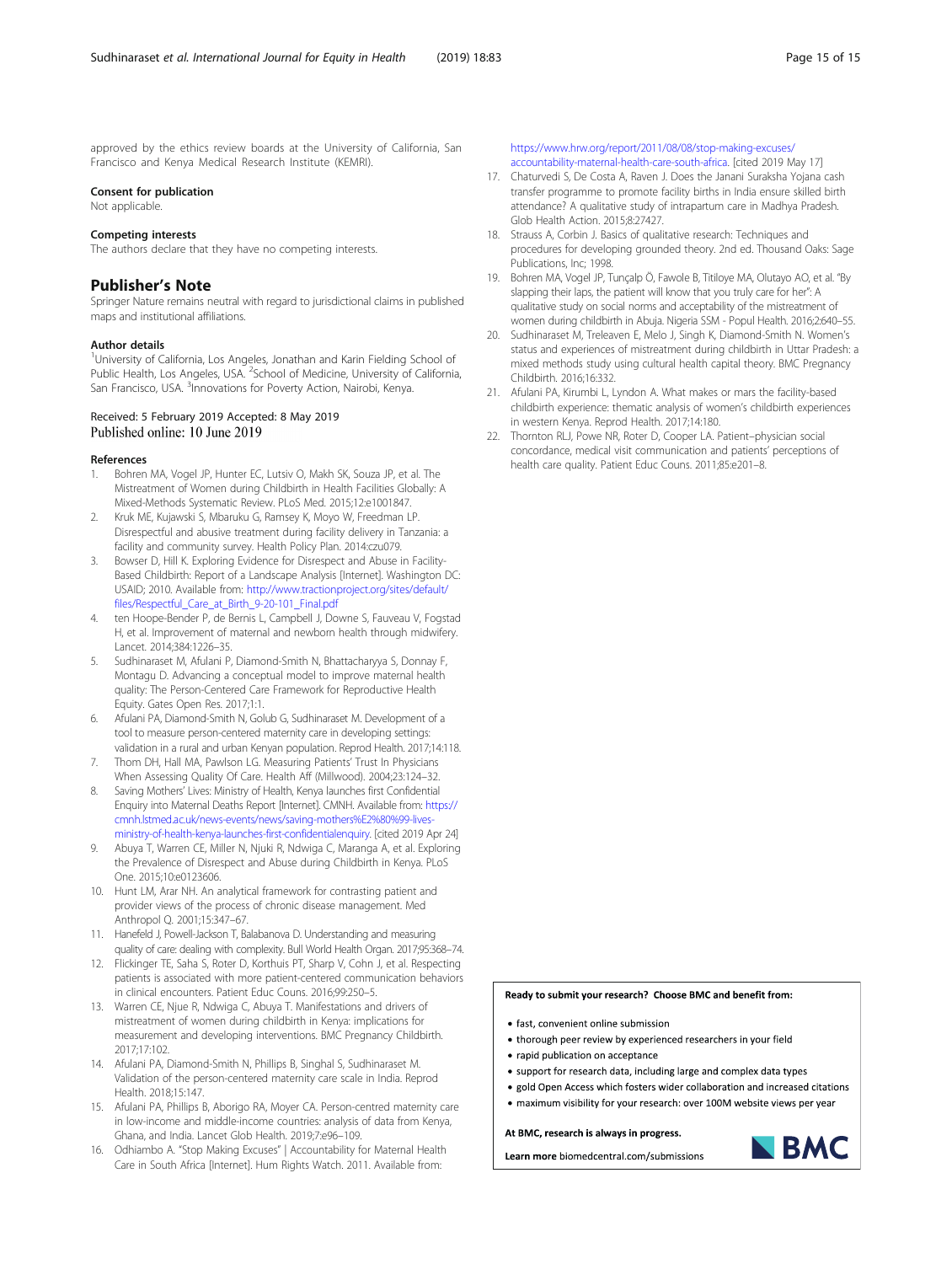approved by the ethics review boards at the University of California, San Francisco and Kenya Medical Research Institute (KEMRI).

### Consent for publication

Not applicable.

### Competing interests

The authors declare that they have no competing interests.

## Publisher's Note

Springer Nature remains neutral with regard to jurisdictional claims in published maps and institutional affiliations.

### Author details

[1]University of California, Los Angeles, Jonathan and Karin Fielding School of Public Health, Los Angeles, USA. [2]School of Medicine, University of California, San Francisco, USA. [3]Innovations for Poverty Action, Nairobi, Kenya.

Received: 5 February 2019 Accepted: 8 May 2019
Published online: 10 June 2019

### References

1. Bohren MA, Vogel JP, Hunter EC, Lutsiv O, Makh SK, Souza JP, et al. The Mistreatment of Women during Childbirth in Health Facilities Globally: A Mixed-Methods Systematic Review. PLoS Med. 2015;12:e1001847.
2. Kruk ME, Kujawski S, Mbaruku G, Ramsey K, Moyo W, Freedman LP. Disrespectful and abusive treatment during facility delivery in Tanzania: a facility and community survey. Health Policy Plan. 2014:czu079.
3. Bowser D, Hill K. Exploring Evidence for Disrespect and Abuse in Facility-Based Childbirth: Report of a Landscape Analysis [Internet]. Washington DC: USAID; 2010. Available from: http://www.tractionproject.org/sites/default/files/Respectful_Care_at_Birth_9-20-101_Final.pdf
4. ten Hoope-Bender P, de Bernis L, Campbell J, Downe S, Fauveau V, Fogstad H, et al. Improvement of maternal and newborn health through midwifery. Lancet. 2014;384:1226–35.
5. Sudhinaraset M, Afulani P, Diamond-Smith N, Bhattacharyya S, Donnay F, Montagu D. Advancing a conceptual model to improve maternal health quality: The Person-Centered Care Framework for Reproductive Health Equity. Gates Open Res. 2017;1:1.
6. Afulani PA, Diamond-Smith N, Golub G, Sudhinaraset M. Development of a tool to measure person-centered maternity care in developing settings: validation in a rural and urban Kenyan population. Reprod Health. 2017;14:118.
7. Thom DH, Hall MA, Pawlson LG. Measuring Patients' Trust In Physicians When Assessing Quality Of Care. Health Aff (Millwood). 2004;23:124–32.
8. Saving Mothers' Lives: Ministry of Health, Kenya launches first Confidential Enquiry into Maternal Deaths Report [Internet]. CMNH. Available from: https://cmnh.lstmed.ac.uk/news-events/news/saving-mothers%E2%80%99-lives-ministry-of-health-kenya-launches-first-confidentialenquiry. [cited 2019 Apr 24]
9. Abuya T, Warren CE, Miller N, Njuki R, Ndwiga C, Maranga A, et al. Exploring the Prevalence of Disrespect and Abuse during Childbirth in Kenya. PLoS One. 2015;10:e0123606.
10. Hunt LM, Arar NH. An analytical framework for contrasting patient and provider views of the process of chronic disease management. Med Anthropol Q. 2001;15:347–67.
11. Hanefeld J, Powell-Jackson T, Balabanova D. Understanding and measuring quality of care: dealing with complexity. Bull World Health Organ. 2017;95:368–74.
12. Flickinger TE, Saha S, Roter D, Korthuis PT, Sharp V, Cohn J, et al. Respecting patients is associated with more patient-centered communication behaviors in clinical encounters. Patient Educ Couns. 2016;99:250–5.
13. Warren CE, Njue R, Ndwiga C, Abuya T. Manifestations and drivers of mistreatment of women during childbirth in Kenya: implications for measurement and developing interventions. BMC Pregnancy Childbirth. 2017;17:102.
14. Afulani PA, Diamond-Smith N, Phillips B, Singhal S, Sudhinaraset M. Validation of the person-centered maternity care scale in India. Reprod Health. 2018;15:147.
15. Afulani PA, Phillips B, Aborigo RA, Moyer CA. Person-centred maternity care in low-income and middle-income countries: analysis of data from Kenya, Ghana, and India. Lancet Glob Health. 2019;7:e96–109.
16. Odhiambo A. "Stop Making Excuses" | Accountability for Maternal Health Care in South Africa [Internet]. Hum Rights Watch. 2011. Available from: https://www.hrw.org/report/2011/08/08/stop-making-excuses/accountability-maternal-health-care-south-africa. [cited 2019 May 17]
17. Chaturvedi S, De Costa A, Raven J. Does the Janani Suraksha Yojana cash transfer programme to promote facility births in India ensure skilled birth attendance? A qualitative study of intrapartum care in Madhya Pradesh. Glob Health Action. 2015;8:27427.
18. Strauss A, Corbin J. Basics of qualitative research: Techniques and procedures for developing grounded theory. 2nd ed. Thousand Oaks: Sage Publications, Inc; 1998.
19. Bohren MA, Vogel JP, Tunçalp Ö, Fawole B, Titiloye MA, Olutayo AO, et al. "By slapping their laps, the patient will know that you truly care for her": A qualitative study on social norms and acceptability of the mistreatment of women during childbirth in Abuja. Nigeria SSM - Popul Health. 2016;2:640–55.
20. Sudhinaraset M, Treleaven E, Melo J, Singh K, Diamond-Smith N. Women's status and experiences of mistreatment during childbirth in Uttar Pradesh: a mixed methods study using cultural health capital theory. BMC Pregnancy Childbirth. 2016;16:332.
21. Afulani PA, Kirumbi L, Lyndon A. What makes or mars the facility-based childbirth experience: thematic analysis of women's childbirth experiences in western Kenya. Reprod Health. 2017;14:180.
22. Thornton RLJ, Powe NR, Roter D, Cooper LA. Patient–physician social concordance, medical visit communication and patients' perceptions of health care quality. Patient Educ Couns. 2011;85:e201–8.